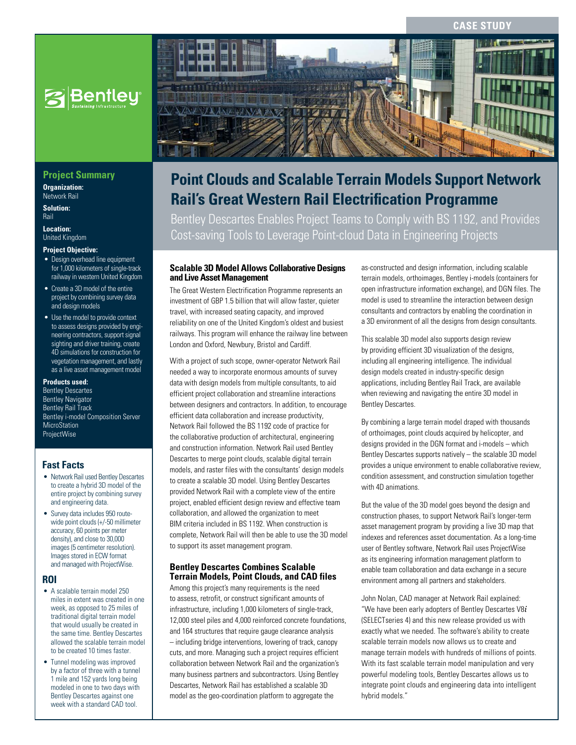CASE STUDY

# Point Clouds and Scalable Terrain Models Support Network Rail's Great Western Rail Electrification Programme

## Bentley Descartes Enables Project Teams to Comply with BS 1192, and Provides Cost-saving Tools to Leverage Point-cloud Data in Engineering Projects

### Project Summary

**Organization:**
Network Rail

**Solution:**
Rail

**Location:**
United Kingdom

**Project Objective:**

- Design overhead line equipment for 1,000 kilometers of single-track railway in western United Kingdom
- Create a 3D model of the entire project by combining survey data and design models
- Use the model to provide context to assess designs provided by engineering contractors, support signal sighting and driver training, create 4D simulations for construction for vegetation management, and lastly as a live asset management model

**Products used:**
Bentley Descartes
Bentley Navigator
Bentley Rail Track
Bentley i-model Composition Server
MicroStation
ProjectWise

### Fast Facts

- Network Rail used Bentley Descartes to create a hybrid 3D model of the entire project by combining survey and engineering data.
- Survey data includes 950 route-wide point clouds (+/-50 millimeter accuracy, 60 points per meter density), and close to 30,000 images (5 centimeter resolution). Images stored in ECW format and managed with ProjectWise.

### ROI

- A scalable terrain model 250 miles in extent was created in one week, as opposed to 25 miles of traditional digital terrain model that would usually be created in the same time. Bentley Descartes allowed the scalable terrain model to be created 10 times faster.
- Tunnel modeling was improved by a factor of three with a tunnel 1 mile and 152 yards long being modeled in one to two days with Bentley Descartes against one week with a standard CAD tool.

### Scalable 3D Model Allows Collaborative Designs and Live Asset Management

The Great Western Electrification Programme represents an investment of GBP 1.5 billion that will allow faster, quieter travel, with increased seating capacity, and improved reliability on one of the United Kingdom's oldest and busiest railways. This program will enhance the railway line between London and Oxford, Newbury, Bristol and Cardiff.

With a project of such scope, owner-operator Network Rail needed a way to incorporate enormous amounts of survey data with design models from multiple consultants, to aid efficient project collaboration and streamline interactions between designers and contractors. In addition, to encourage efficient data collaboration and increase productivity, Network Rail followed the BS 1192 code of practice for the collaborative production of architectural, engineering and construction information. Network Rail used Bentley Descartes to merge point clouds, scalable digital terrain models, and raster files with the consultants' design models to create a scalable 3D model. Using Bentley Descartes provided Network Rail with a complete view of the entire project, enabled efficient design review and effective team collaboration, and allowed the organization to meet BIM criteria included in BS 1192. When construction is complete, Network Rail will then be able to use the 3D model to support its asset management program.

### Bentley Descartes Combines Scalable Terrain Models, Point Clouds, and CAD files

Among this project's many requirements is the need to assess, retrofit, or construct significant amounts of infrastructure, including 1,000 kilometers of single-track, 12,000 steel piles and 4,000 reinforced concrete foundations, and 164 structures that require gauge clearance analysis – including bridge interventions, lowering of track, canopy cuts, and more. Managing such a project requires efficient collaboration between Network Rail and the organization's many business partners and subcontractors. Using Bentley Descartes, Network Rail has established a scalable 3D model as the geo-coordination platform to aggregate the as-constructed and design information, including scalable terrain models, orthoimages, Bentley i-models (containers for open infrastructure information exchange), and DGN files. The model is used to streamline the interaction between design consultants and contractors by enabling the coordination in a 3D environment of all the designs from design consultants.

This scalable 3D model also supports design review by providing efficient 3D visualization of the designs, including all engineering intelligence. The individual design models created in industry-specific design applications, including Bentley Rail Track, are available when reviewing and navigating the entire 3D model in Bentley Descartes.

By combining a large terrain model draped with thousands of orthoimages, point clouds acquired by helicopter, and designs provided in the DGN format and i-models – which Bentley Descartes supports natively – the scalable 3D model provides a unique environment to enable collaborative review, condition assessment, and construction simulation together with 4D animations.

But the value of the 3D model goes beyond the design and construction phases, to support Network Rail's longer-term asset management program by providing a live 3D map that indexes and references asset documentation. As a long-time user of Bentley software, Network Rail uses ProjectWise as its engineering information management platform to enable team collaboration and data exchange in a secure environment among all partners and stakeholders.

John Nolan, CAD manager at Network Rail explained: "We have been early adopters of Bentley Descartes V8*i* (SELECTseries 4) and this new release provided us with exactly what we needed. The software's ability to create scalable terrain models now allows us to create and manage terrain models with hundreds of millions of points. With its fast scalable terrain model manipulation and very powerful modeling tools, Bentley Descartes allows us to integrate point clouds and engineering data into intelligent hybrid models."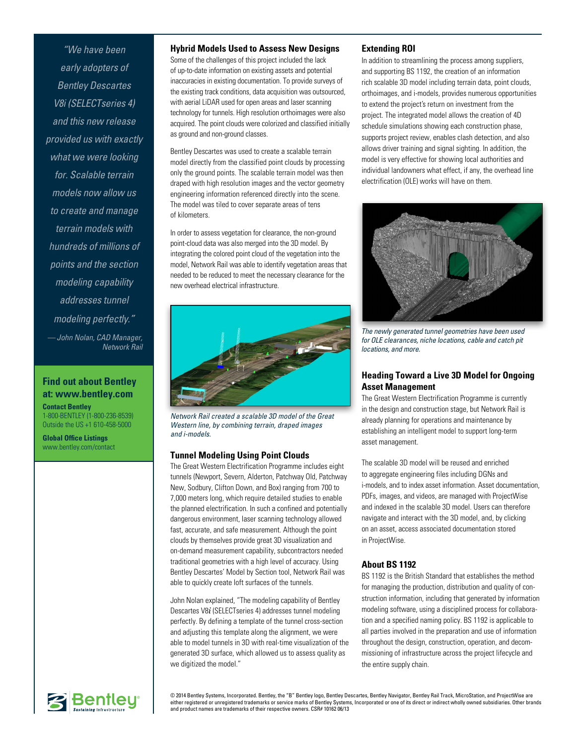*"We have been early adopters of Bentley Descartes V8i (SELECTseries 4) and this new release provided us with exactly what we were looking for. Scalable terrain models now allow us to create and manage terrain models with hundreds of millions of points and the section modeling capability addresses tunnel modeling perfectly."*

*— John Nolan, CAD Manager, Network Rail*

**Find out about Bentley at: www.bentley.com**

**Contact Bentley**
1-800-BENTLEY (1-800-236-8539)
Outside the US +1 610-458-5000

**Global Office Listings**
www.bentley.com/contact

### Hybrid Models Used to Assess New Designs

Some of the challenges of this project included the lack of up-to-date information on existing assets and potential inaccuracies in existing documentation. To provide surveys of the existing track conditions, data acquisition was outsourced, with aerial LiDAR used for open areas and laser scanning technology for tunnels. High resolution orthoimages were also acquired. The point clouds were colorized and classified initially as ground and non-ground classes.

Bentley Descartes was used to create a scalable terrain model directly from the classified point clouds by processing only the ground points. The scalable terrain model was then draped with high resolution images and the vector geometry engineering information referenced directly into the scene. The model was tiled to cover separate areas of tens of kilometers.

In order to assess vegetation for clearance, the non-ground point-cloud data was also merged into the 3D model. By integrating the colored point cloud of the vegetation into the model, Network Rail was able to identify vegetation areas that needed to be reduced to meet the necessary clearance for the new overhead electrical infrastructure.

*Network Rail created a scalable 3D model of the Great Western line, by combining terrain, draped images and i-models.*

### Tunnel Modeling Using Point Clouds

The Great Western Electrification Programme includes eight tunnels (Newport, Severn, Alderton, Patchway Old, Patchway New, Sodbury, Clifton Down, and Box) ranging from 700 to 7,000 meters long, which require detailed studies to enable the planned electrification. In such a confined and potentially dangerous environment, laser scanning technology allowed fast, accurate, and safe measurement. Although the point clouds by themselves provide great 3D visualization and on-demand measurement capability, subcontractors needed traditional geometries with a high level of accuracy. Using Bentley Descartes' Model by Section tool, Network Rail was able to quickly create loft surfaces of the tunnels.

John Nolan explained, "The modeling capability of Bentley Descartes V8*i* (SELECTseries 4) addresses tunnel modeling perfectly. By defining a template of the tunnel cross-section and adjusting this template along the alignment, we were able to model tunnels in 3D with real-time visualization of the generated 3D surface, which allowed us to assess quality as we digitized the model."

### Extending ROI

In addition to streamlining the process among suppliers, and supporting BS 1192, the creation of an information rich scalable 3D model including terrain data, point clouds, orthoimages, and i-models, provides numerous opportunities to extend the project's return on investment from the project. The integrated model allows the creation of 4D schedule simulations showing each construction phase, supports project review, enables clash detection, and also allows driver training and signal sighting. In addition, the model is very effective for showing local authorities and individual landowners what effect, if any, the overhead line electrification (OLE) works will have on them.

*The newly generated tunnel geometries have been used for OLE clearances, niche locations, cable and catch pit locations, and more.*

### Heading Toward a Live 3D Model for Ongoing Asset Management

The Great Western Electrification Programme is currently in the design and construction stage, but Network Rail is already planning for operations and maintenance by establishing an intelligent model to support long-term asset management.

The scalable 3D model will be reused and enriched to aggregate engineering files including DGNs and i-models, and to index asset information. Asset documentation, PDFs, images, and videos, are managed with ProjectWise and indexed in the scalable 3D model. Users can therefore navigate and interact with the 3D model, and, by clicking on an asset, access associated documentation stored in ProjectWise.

### About BS 1192

BS 1192 is the British Standard that establishes the method for managing the production, distribution and quality of construction information, including that generated by information modeling software, using a disciplined process for collaboration and a specified naming policy. BS 1192 is applicable to all parties involved in the preparation and use of information throughout the design, construction, operation, and decommissioning of infrastructure across the project lifecycle and the entire supply chain.

© 2014 Bentley Systems, Incorporated. Bentley, the "B" Bentley logo, Bentley Descartes, Bentley Navigator, Bentley Rail Track, MicroStation, and ProjectWise are either registered or unregistered trademarks or service marks of Bentley Systems, Incorporated or one of its direct or indirect wholly owned subsidiaries. Other brands and product names are trademarks of their respective owners. CSR# 10162 06/13